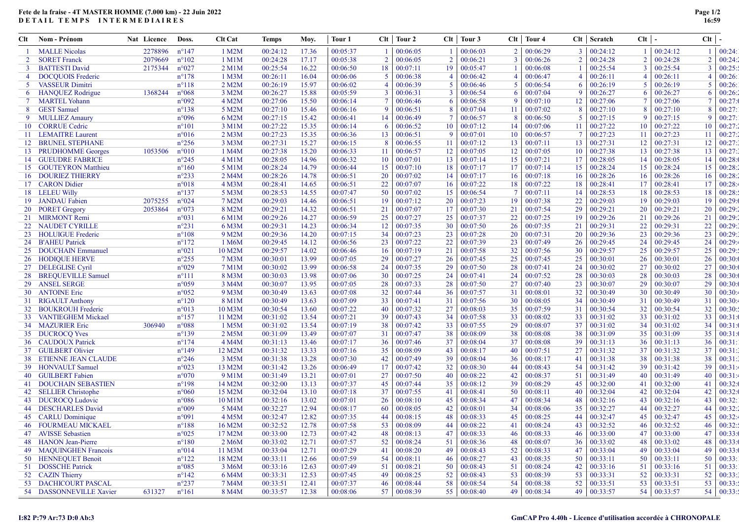# Fete de la fraise - 4T MASTER HOMME (7.000 km) - 22 Juin 2022

## DETAIL TEMPS INTERMEDIAIRES

| Clt | Nom - Prénom | Nat | Licence | Doss. | Clt Cat | Temps | Moy. | Tour 1 | Clt | Tour 2 | Clt | Tour 3 | Clt | Tour 4 | Clt | Scratch | Clt | - | Clt | - |
|---|---|---|---|---|---|---|---|---|---|---|---|---|---|---|---|---|---|---|---|---|
| 1 | MALLE Nicolas | | 2278896 | n°147 | 1 M2M | 00:24:12 | 17.36 | 00:05:37 | 1 | 00:06:05 | 1 | 00:06:03 | 2 | 00:06:29 | 3 | 00:24:12 | 1 | 00:24:12 | 1 | 00:24: |
| 2 | SORET Franck | | 2079669 | n°102 | 1 M1M | 00:24:28 | 17.17 | 00:05:38 | 2 | 00:06:05 | 2 | 00:06:21 | 3 | 00:06:26 | 2 | 00:24:28 | 2 | 00:24:28 | 2 | 00:24: |
| 3 | BATTESTI David | | 2175344 | n°027 | 2 M1M | 00:25:54 | 16.22 | 00:06:50 | 18 | 00:07:11 | 19 | 00:05:47 | 1 | 00:06:08 | 1 | 00:25:54 | 3 | 00:25:54 | 3 | 00:25: |
| 4 | DOCQUOIS Frederic | | | n°178 | 1 M3M | 00:26:11 | 16.04 | 00:06:06 | 5 | 00:06:38 | 4 | 00:06:42 | 4 | 00:06:47 | 4 | 00:26:11 | 4 | 00:26:11 | 4 | 00:26: |
| 5 | VASSEUR Dimitri | | | n°118 | 2 M2M | 00:26:19 | 15.97 | 00:06:02 | 4 | 00:06:39 | 5 | 00:06:46 | 5 | 00:06:54 | 6 | 00:26:19 | 5 | 00:26:19 | 5 | 00:26: |
| 6 | HANQUEZ Rodrigue | | 1368244 | n°068 | 3 M2M | 00:26:27 | 15.88 | 00:05:59 | 3 | 00:06:31 | 3 | 00:06:54 | 6 | 00:07:04 | 9 | 00:26:27 | 6 | 00:26:27 | 6 | 00:26: |
| 7 | MARTEL Yohann | | | n°092 | 4 M2M | 00:27:06 | 15.50 | 00:06:14 | 7 | 00:06:46 | 6 | 00:06:58 | 9 | 00:07:10 | 12 | 00:27:06 | 7 | 00:27:06 | 7 | 00:27: |
| 8 | GEST Samuel | | | n°138 | 5 M2M | 00:27:10 | 15.46 | 00:06:16 | 9 | 00:06:51 | 8 | 00:07:04 | 11 | 00:07:02 | 8 | 00:27:10 | 8 | 00:27:10 | 8 | 00:27: |
| 9 | MULLIEZ Amaury | | | n°096 | 6 M2M | 00:27:15 | 15.42 | 00:06:41 | 14 | 00:06:49 | 7 | 00:06:57 | 8 | 00:06:50 | 5 | 00:27:15 | 9 | 00:27:15 | 9 | 00:27: |
| 10 | CORRUE Cedric | | | n°101 | 3 M1M | 00:27:22 | 15.35 | 00:06:14 | 6 | 00:06:52 | 10 | 00:07:12 | 14 | 00:07:06 | 11 | 00:27:22 | 10 | 00:27:22 | 10 | 00:27: |
| 11 | LEMAITRE Laurent | | | n°016 | 2 M3M | 00:27:23 | 15.35 | 00:06:36 | 13 | 00:06:51 | 9 | 00:07:01 | 10 | 00:06:57 | 7 | 00:27:23 | 11 | 00:27:23 | 11 | 00:27: |
| 12 | BRUNEL STEPHANE | | | n°256 | 3 M3M | 00:27:31 | 15.27 | 00:06:15 | 8 | 00:06:55 | 11 | 00:07:12 | 13 | 00:07:11 | 13 | 00:27:31 | 12 | 00:27:31 | 12 | 00:27: |
| 13 | PRUDHOMME Georges | | 1053506 | n°010 | 1 M4M | 00:27:38 | 15.20 | 00:06:33 | 11 | 00:06:57 | 12 | 00:07:05 | 12 | 00:07:05 | 10 | 00:27:38 | 13 | 00:27:38 | 13 | 00:27: |
| 14 | GUEUDRE FABRICE | | | n°245 | 4 M1M | 00:28:05 | 14.96 | 00:06:32 | 10 | 00:07:01 | 13 | 00:07:14 | 15 | 00:07:21 | 17 | 00:28:05 | 14 | 00:28:05 | 14 | 00:28: |
| 15 | GOUTEYRON Matthieu | | | n°160 | 5 M1M | 00:28:24 | 14.79 | 00:06:44 | 15 | 00:07:10 | 18 | 00:07:17 | 17 | 00:07:14 | 15 | 00:28:24 | 15 | 00:28:24 | 15 | 00:28: |
| 16 | DOURIEZ THIERRY | | | n°233 | 2 M4M | 00:28:26 | 14.78 | 00:06:51 | 20 | 00:07:02 | 14 | 00:07:17 | 16 | 00:07:18 | 16 | 00:28:26 | 16 | 00:28:26 | 16 | 00:28: |
| 17 | CARON Didier | | | n°018 | 4 M3M | 00:28:41 | 14.65 | 00:06:51 | 22 | 00:07:07 | 16 | 00:07:22 | 18 | 00:07:22 | 18 | 00:28:41 | 17 | 00:28:41 | 17 | 00:28: |
| 18 | LELEU Willy | | | n°137 | 5 M3M | 00:28:53 | 14.55 | 00:07:47 | 50 | 00:07:02 | 15 | 00:06:54 | 7 | 00:07:11 | 14 | 00:28:53 | 18 | 00:28:53 | 18 | 00:28: |
| 19 | JANDAU Fabien | | 2075255 | n°024 | 7 M2M | 00:29:03 | 14.46 | 00:06:51 | 19 | 00:07:12 | 20 | 00:07:23 | 19 | 00:07:38 | 22 | 00:29:03 | 19 | 00:29:03 | 19 | 00:29: |
| 20 | PORET Gregory | | 2053864 | n°073 | 8 M2M | 00:29:21 | 14.32 | 00:06:51 | 21 | 00:07:07 | 17 | 00:07:30 | 21 | 00:07:54 | 29 | 00:29:21 | 20 | 00:29:21 | 20 | 00:29: |
| 21 | MIRMONT Remi | | | n°031 | 6 M1M | 00:29:26 | 14.27 | 00:06:59 | 25 | 00:07:27 | 25 | 00:07:37 | 22 | 00:07:25 | 19 | 00:29:26 | 21 | 00:29:26 | 21 | 00:29: |
| 22 | NAUDET CYRILLE | | | n°231 | 6 M3M | 00:29:31 | 14.23 | 00:06:34 | 12 | 00:07:35 | 30 | 00:07:50 | 26 | 00:07:35 | 21 | 00:29:31 | 22 | 00:29:31 | 22 | 00:29: |
| 23 | HOLUIGUE Frederic | | | n°108 | 9 M2M | 00:29:36 | 14.20 | 00:07:15 | 34 | 00:07:23 | 23 | 00:07:28 | 20 | 00:07:31 | 20 | 00:29:36 | 23 | 00:29:36 | 23 | 00:29: |
| 24 | B'AHEU Patrick | | | n°172 | 1 M6M | 00:29:45 | 14.12 | 00:06:56 | 23 | 00:07:22 | 22 | 00:07:39 | 23 | 00:07:49 | 26 | 00:29:45 | 24 | 00:29:45 | 24 | 00:29: |
| 25 | DOUCHAIN Emmanuel | | | n°021 | 10 M2M | 00:29:57 | 14.02 | 00:06:46 | 16 | 00:07:19 | 21 | 00:07:58 | 32 | 00:07:56 | 30 | 00:29:57 | 25 | 00:29:57 | 25 | 00:29: |
| 26 | HODIQUE HERVE | | | n°255 | 7 M3M | 00:30:01 | 13.99 | 00:07:05 | 29 | 00:07:27 | 26 | 00:07:45 | 25 | 00:07:45 | 25 | 00:30:01 | 26 | 00:30:01 | 26 | 00:30: |
| 27 | DELEGLISE Cyril | | | n°029 | 7 M1M | 00:30:02 | 13.99 | 00:06:58 | 24 | 00:07:35 | 29 | 00:07:50 | 28 | 00:07:41 | 24 | 00:30:02 | 27 | 00:30:02 | 27 | 00:30: |
| 28 | BREQUEVILLE Samuel | | | n°111 | 8 M3M | 00:30:03 | 13.98 | 00:07:06 | 30 | 00:07:25 | 24 | 00:07:41 | 24 | 00:07:52 | 28 | 00:30:03 | 28 | 00:30:03 | 28 | 00:30: |
| 29 | ANSEL SERGE | | | n°059 | 3 M4M | 00:30:07 | 13.95 | 00:07:05 | 28 | 00:07:33 | 28 | 00:07:50 | 27 | 00:07:40 | 23 | 00:30:07 | 29 | 00:30:07 | 29 | 00:30: |
| 30 | ANTOINE Eric | | | n°052 | 9 M3M | 00:30:49 | 13.63 | 00:07:08 | 32 | 00:07:44 | 36 | 00:07:57 | 31 | 00:08:01 | 32 | 00:30:49 | 30 | 00:30:49 | 30 | 00:30: |
| 31 | RIGAULT Anthony | | | n°120 | 8 M1M | 00:30:49 | 13.63 | 00:07:09 | 33 | 00:07:41 | 31 | 00:07:56 | 30 | 00:08:05 | 34 | 00:30:49 | 31 | 00:30:49 | 31 | 00:30: |
| 32 | BOUKROUH Frederic | | | n°013 | 10 M3M | 00:30:54 | 13.60 | 00:07:22 | 40 | 00:07:32 | 27 | 00:08:03 | 35 | 00:07:59 | 31 | 00:30:54 | 32 | 00:30:54 | 32 | 00:30: |
| 33 | VANTIEGHEM Mickael | | | n°157 | 11 M2M | 00:31:02 | 13.54 | 00:07:21 | 39 | 00:07:43 | 34 | 00:07:58 | 33 | 00:08:02 | 33 | 00:31:02 | 33 | 00:31:02 | 33 | 00:31: |
| 34 | MAZURIER Eric | | 306940 | n°088 | 1 M5M | 00:31:02 | 13.54 | 00:07:19 | 38 | 00:07:42 | 33 | 00:07:55 | 29 | 00:08:07 | 37 | 00:31:02 | 34 | 00:31:02 | 34 | 00:31: |
| 35 | DUCROCQ Yves | | | n°139 | 2 M5M | 00:31:09 | 13.49 | 00:07:07 | 31 | 00:07:47 | 38 | 00:08:09 | 38 | 00:08:08 | 38 | 00:31:09 | 35 | 00:31:09 | 35 | 00:31: |
| 36 | CAUDOUX Patrick | | | n°174 | 4 M4M | 00:31:13 | 13.46 | 00:07:17 | 36 | 00:07:46 | 37 | 00:08:04 | 37 | 00:08:08 | 39 | 00:31:13 | 36 | 00:31:13 | 36 | 00:31: |
| 37 | GUILBERT Olivier | | | n°149 | 12 M2M | 00:31:32 | 13.33 | 00:07:16 | 35 | 00:08:09 | 43 | 00:08:17 | 40 | 00:07:51 | 27 | 00:31:32 | 37 | 00:31:32 | 37 | 00:31: |
| 38 | ETIENNE JEAN CLAUDE | | | n°246 | 3 M5M | 00:31:38 | 13.28 | 00:07:30 | 42 | 00:07:49 | 39 | 00:08:04 | 36 | 00:08:17 | 41 | 00:31:38 | 38 | 00:31:38 | 38 | 00:31: |
| 39 | HONVAULT Samuel | | | n°023 | 13 M2M | 00:31:42 | 13.26 | 00:06:49 | 17 | 00:07:42 | 32 | 00:08:30 | 44 | 00:08:43 | 54 | 00:31:42 | 39 | 00:31:42 | 39 | 00:31: |
| 40 | GUILBERT Fabien | | | n°070 | 9 M1M | 00:31:49 | 13.21 | 00:07:01 | 27 | 00:07:50 | 40 | 00:08:22 | 42 | 00:08:37 | 51 | 00:31:49 | 40 | 00:31:49 | 40 | 00:31: |
| 41 | DOUCHAIN SEBASTIEN | | | n°198 | 14 M2M | 00:32:00 | 13.13 | 00:07:37 | 45 | 00:07:44 | 35 | 00:08:12 | 39 | 00:08:29 | 45 | 00:32:00 | 41 | 00:32:00 | 41 | 00:32: |
| 42 | SELLIER Christophe | | | n°060 | 15 M2M | 00:32:04 | 13.10 | 00:07:18 | 37 | 00:07:55 | 41 | 00:08:41 | 50 | 00:08:11 | 40 | 00:32:04 | 42 | 00:32:04 | 42 | 00:32: |
| 43 | DUCROCQ Ludovic | | | n°086 | 10 M1M | 00:32:16 | 13.02 | 00:07:01 | 26 | 00:08:10 | 45 | 00:08:34 | 47 | 00:08:34 | 48 | 00:32:16 | 43 | 00:32:16 | 43 | 00:32: |
| 44 | DESCHAELS David | | | n°009 | 5 M4M | 00:32:27 | 12.94 | 00:08:17 | 60 | 00:08:05 | 42 | 00:08:01 | 34 | 00:08:06 | 35 | 00:32:27 | 44 | 00:32:27 | 44 | 00:32: |
| 45 | CARLU Dominique | | | n°091 | 4 M5M | 00:32:47 | 12.82 | 00:07:35 | 44 | 00:08:15 | 48 | 00:08:33 | 45 | 00:08:25 | 44 | 00:32:47 | 45 | 00:32:47 | 45 | 00:32: |
| 46 | FOURMEAU MICKAEL | | | n°188 | 16 M2M | 00:32:52 | 12.78 | 00:07:58 | 53 | 00:08:09 | 44 | 00:08:22 | 41 | 00:08:24 | 43 | 00:32:52 | 46 | 00:32:52 | 46 | 00:32: |
| 47 | AVISSE Sebastien | | | n°025 | 17 M2M | 00:33:00 | 12.73 | 00:07:42 | 48 | 00:08:13 | 47 | 00:08:33 | 46 | 00:08:33 | 46 | 00:33:00 | 47 | 00:33:00 | 47 | 00:33: |
| 48 | HANON Jean-Pierre | | | n°180 | 2 M6M | 00:33:02 | 12.71 | 00:07:57 | 52 | 00:08:24 | 51 | 00:08:36 | 48 | 00:08:07 | 36 | 00:33:02 | 48 | 00:33:02 | 48 | 00:33: |
| 49 | MAQUINGHEN Francois | | | n°014 | 11 M3M | 00:33:04 | 12.71 | 00:07:29 | 41 | 00:08:20 | 49 | 00:08:43 | 52 | 00:08:33 | 47 | 00:33:04 | 49 | 00:33:04 | 49 | 00:33: |
| 50 | HENNEQUET Benoit | | | n°122 | 18 M2M | 00:33:11 | 12.66 | 00:07:59 | 54 | 00:08:11 | 46 | 00:08:27 | 43 | 00:08:35 | 50 | 00:33:11 | 50 | 00:33:11 | 50 | 00:33: |
| 51 | DOSSCHE Patrick | | | n°085 | 3 M6M | 00:33:16 | 12.63 | 00:07:49 | 51 | 00:08:21 | 50 | 00:08:43 | 51 | 00:08:24 | 42 | 00:33:16 | 51 | 00:33:16 | 51 | 00:33: |
| 52 | CAZIN Thierry | | | n°142 | 6 M4M | 00:33:31 | 12.53 | 00:07:45 | 49 | 00:08:25 | 52 | 00:08:43 | 53 | 00:08:39 | 53 | 00:33:31 | 52 | 00:33:31 | 52 | 00:33: |
| 53 | DACHICOURT PASCAL | | | n°237 | 7 M4M | 00:33:51 | 12.41 | 00:07:37 | 46 | 00:08:44 | 58 | 00:08:54 | 54 | 00:08:38 | 52 | 00:33:51 | 53 | 00:33:51 | 53 | 00:33: |
| 54 | DASSONNEVILLE Xavier | | 631327 | n°161 | 8 M4M | 00:33:57 | 12.38 | 00:08:06 | 57 | 00:08:39 | 55 | 00:08:40 | 49 | 00:08:34 | 49 | 00:33:57 | 54 | 00:33:57 | 54 | 00:33: |

I:82 P:79 Ar:73 D:0 Ab:3

GmCAP Pro 4.40h - Licence d'utilisation accordée à CHRONOPALE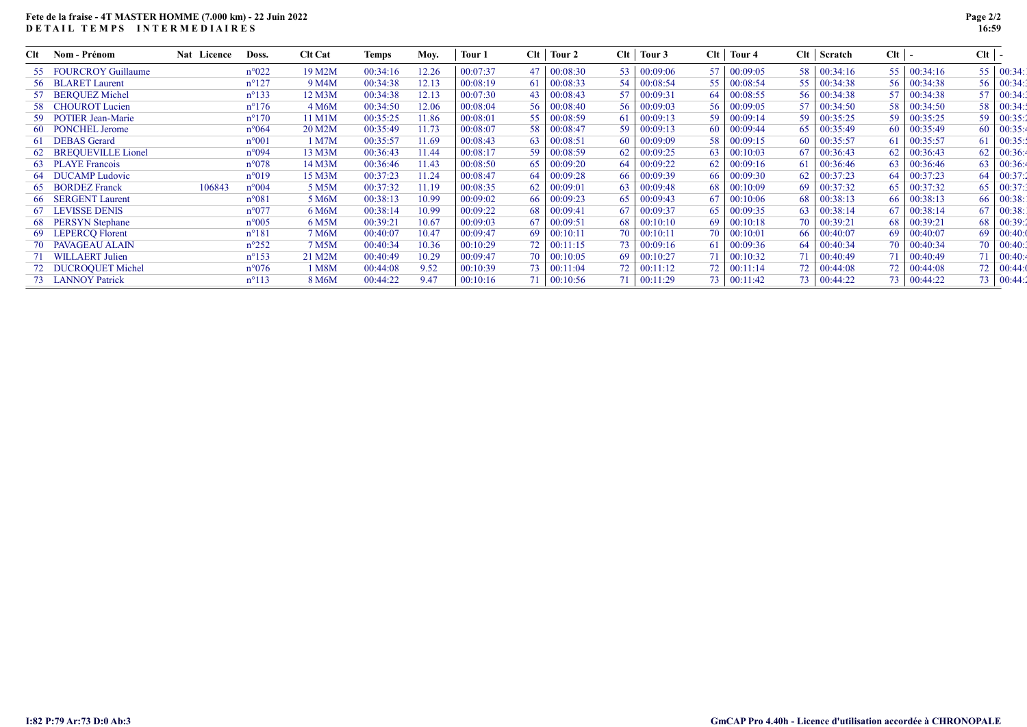**Fete de la fraise - 4T MASTER HOMME (7.000 km) - 22 Juin 2022**
**DETAIL TEMPS INTERMEDIAIRES**

| Clt | Nom - Prénom | Nat | Licence | Doss. | Clt Cat | Temps | Moy. | Tour 1 | Clt | Tour 2 | Clt | Tour 3 | Clt | Tour 4 | Clt | Scratch | Clt | - | Clt | - |
|---|---|---|---|---|---|---|---|---|---|---|---|---|---|---|---|---|---|---|---|---|
| 55 | FOURCROY Guillaume | | | n°022 | 19 M2M | 00:34:16 | 12.26 | 00:07:37 | 47 | 00:08:30 | 53 | 00:09:06 | 57 | 00:09:05 | 58 | 00:34:16 | 55 | 00:34:16 | 55 | 00:34: |
| 56 | BLARET Laurent | | | n°127 | 9 M4M | 00:34:38 | 12.13 | 00:08:19 | 61 | 00:08:33 | 54 | 00:08:54 | 55 | 00:08:54 | 55 | 00:34:38 | 56 | 00:34:38 | 56 | 00:34: |
| 57 | BERQUEZ Michel | | | n°133 | 12 M3M | 00:34:38 | 12.13 | 00:07:30 | 43 | 00:08:43 | 57 | 00:09:31 | 64 | 00:08:55 | 56 | 00:34:38 | 57 | 00:34:38 | 57 | 00:34: |
| 58 | CHOUROT Lucien | | | n°176 | 4 M6M | 00:34:50 | 12.06 | 00:08:04 | 56 | 00:08:40 | 56 | 00:09:03 | 56 | 00:09:05 | 57 | 00:34:50 | 58 | 00:34:50 | 58 | 00:34: |
| 59 | POTIER Jean-Marie | | | n°170 | 11 M1M | 00:35:25 | 11.86 | 00:08:01 | 55 | 00:08:59 | 61 | 00:09:13 | 59 | 00:09:14 | 59 | 00:35:25 | 59 | 00:35:25 | 59 | 00:35: |
| 60 | PONCHEL Jerome | | | n°064 | 20 M2M | 00:35:49 | 11.73 | 00:08:07 | 58 | 00:08:47 | 59 | 00:09:13 | 60 | 00:09:44 | 65 | 00:35:49 | 60 | 00:35:49 | 60 | 00:35: |
| 61 | DEBAS Gerard | | | n°001 | 1 M7M | 00:35:57 | 11.69 | 00:08:43 | 63 | 00:08:51 | 60 | 00:09:09 | 58 | 00:09:15 | 60 | 00:35:57 | 61 | 00:35:57 | 61 | 00:35: |
| 62 | BREQUEVILLE Lionel | | | n°094 | 13 M3M | 00:36:43 | 11.44 | 00:08:17 | 59 | 00:08:59 | 62 | 00:09:25 | 63 | 00:10:03 | 67 | 00:36:43 | 62 | 00:36:43 | 62 | 00:36: |
| 63 | PLAYE Francois | | | n°078 | 14 M3M | 00:36:46 | 11.43 | 00:08:50 | 65 | 00:09:20 | 64 | 00:09:22 | 62 | 00:09:16 | 61 | 00:36:46 | 63 | 00:36:46 | 63 | 00:36: |
| 64 | DUCAMP Ludovic | | | n°019 | 15 M3M | 00:37:23 | 11.24 | 00:08:47 | 64 | 00:09:28 | 66 | 00:09:39 | 66 | 00:09:30 | 62 | 00:37:23 | 64 | 00:37:23 | 64 | 00:37: |
| 65 | BORDEZ Franck | | 106843 | n°004 | 5 M5M | 00:37:32 | 11.19 | 00:08:35 | 62 | 00:09:01 | 63 | 00:09:48 | 68 | 00:10:09 | 69 | 00:37:32 | 65 | 00:37:32 | 65 | 00:37: |
| 66 | SERGENT Laurent | | | n°081 | 5 M6M | 00:38:13 | 10.99 | 00:09:02 | 66 | 00:09:23 | 65 | 00:09:43 | 67 | 00:10:06 | 68 | 00:38:13 | 66 | 00:38:13 | 66 | 00:38: |
| 67 | LEVISSE DENIS | | | n°077 | 6 M6M | 00:38:14 | 10.99 | 00:09:22 | 68 | 00:09:41 | 67 | 00:09:37 | 65 | 00:09:35 | 63 | 00:38:14 | 67 | 00:38:14 | 67 | 00:38: |
| 68 | PERSYN Stephane | | | n°005 | 6 M5M | 00:39:21 | 10.67 | 00:09:03 | 67 | 00:09:51 | 68 | 00:10:10 | 69 | 00:10:18 | 70 | 00:39:21 | 68 | 00:39:21 | 68 | 00:39: |
| 69 | LEPERCQ Florent | | | n°181 | 7 M6M | 00:40:07 | 10.47 | 00:09:47 | 69 | 00:10:11 | 70 | 00:10:11 | 70 | 00:10:01 | 66 | 00:40:07 | 69 | 00:40:07 | 69 | 00:40: |
| 70 | PAVAGEAU ALAIN | | | n°252 | 7 M5M | 00:40:34 | 10.36 | 00:10:29 | 72 | 00:11:15 | 73 | 00:09:16 | 61 | 00:09:36 | 64 | 00:40:34 | 70 | 00:40:34 | 70 | 00:40: |
| 71 | WILLAERT Julien | | | n°153 | 21 M2M | 00:40:49 | 10.29 | 00:09:47 | 70 | 00:10:05 | 69 | 00:10:27 | 71 | 00:10:32 | 71 | 00:40:49 | 71 | 00:40:49 | 71 | 00:40: |
| 72 | DUCROQUET Michel | | | n°076 | 1 M8M | 00:44:08 | 9.52 | 00:10:39 | 73 | 00:11:04 | 72 | 00:11:12 | 72 | 00:11:14 | 72 | 00:44:08 | 72 | 00:44:08 | 72 | 00:44: |
| 73 | LANNOY Patrick | | | n°113 | 8 M6M | 00:44:22 | 9.47 | 00:10:16 | 71 | 00:10:56 | 71 | 00:11:29 | 73 | 00:11:42 | 73 | 00:44:22 | 73 | 00:44:22 | 73 | 00:44: |

I:82 P:79 Ar:73 D:0 Ab:3

GmCAP Pro 4.40h - Licence d'utilisation accordée à CHRONOPALE